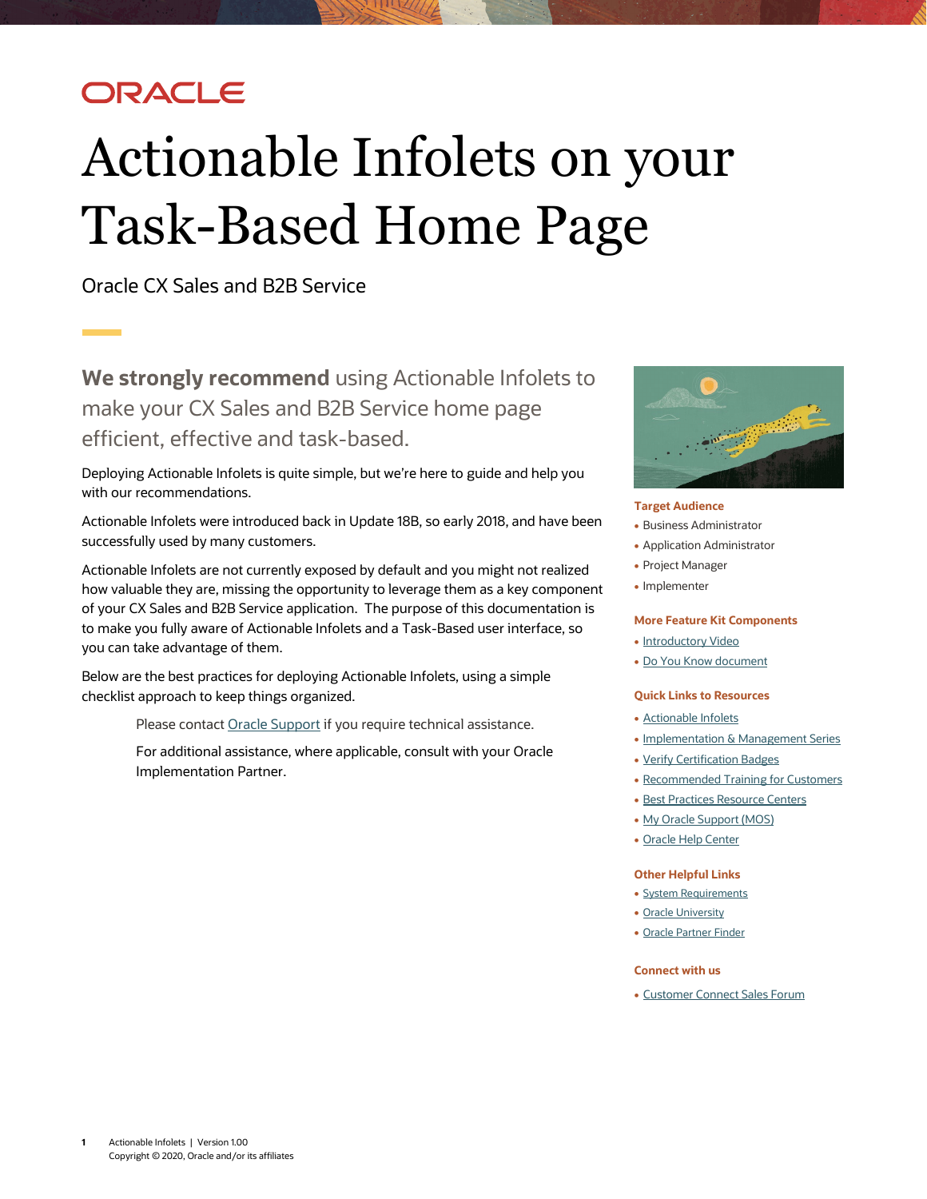ORACLE

# Actionable Infolets on your Task-Based Home Page

Oracle CX Sales and B2B Service

**We strongly recommend** using Actionable Infolets to make your CX Sales and B2B Service home page efficient, effective and task-based.

Deploying Actionable Infolets is quite simple, but we're here to guide and help you with our recommendations.

Actionable Infolets were introduced back in Update 18B, so early 2018, and have been successfully used by many customers.

Actionable Infolets are not currently exposed by default and you might not realized how valuable they are, missing the opportunity to leverage them as a key component of your CX Sales and B2B Service application. The purpose of this documentation is to make you fully aware of Actionable Infolets and a Task-Based user interface, so you can take advantage of them.

Below are the best practices for deploying Actionable Infolets, using a simple checklist approach to keep things organized.

> Please contact Oracle Support if you require technical assistance.
>
> For additional assistance, where applicable, consult with your Oracle Implementation Partner.

**Target Audience**

- Business Administrator
- Application Administrator
- Project Manager
- Implementer

**More Feature Kit Components**

- Introductory Video
- Do You Know document

**Quick Links to Resources**

- Actionable Infolets
- Implementation & Management Series
- Verify Certification Badges
- Recommended Training for Customers
- Best Practices Resource Centers
- My Oracle Support (MOS)
- Oracle Help Center

**Other Helpful Links**

- System Requirements
- Oracle University
- Oracle Partner Finder

**Connect with us**

- Customer Connect Sales Forum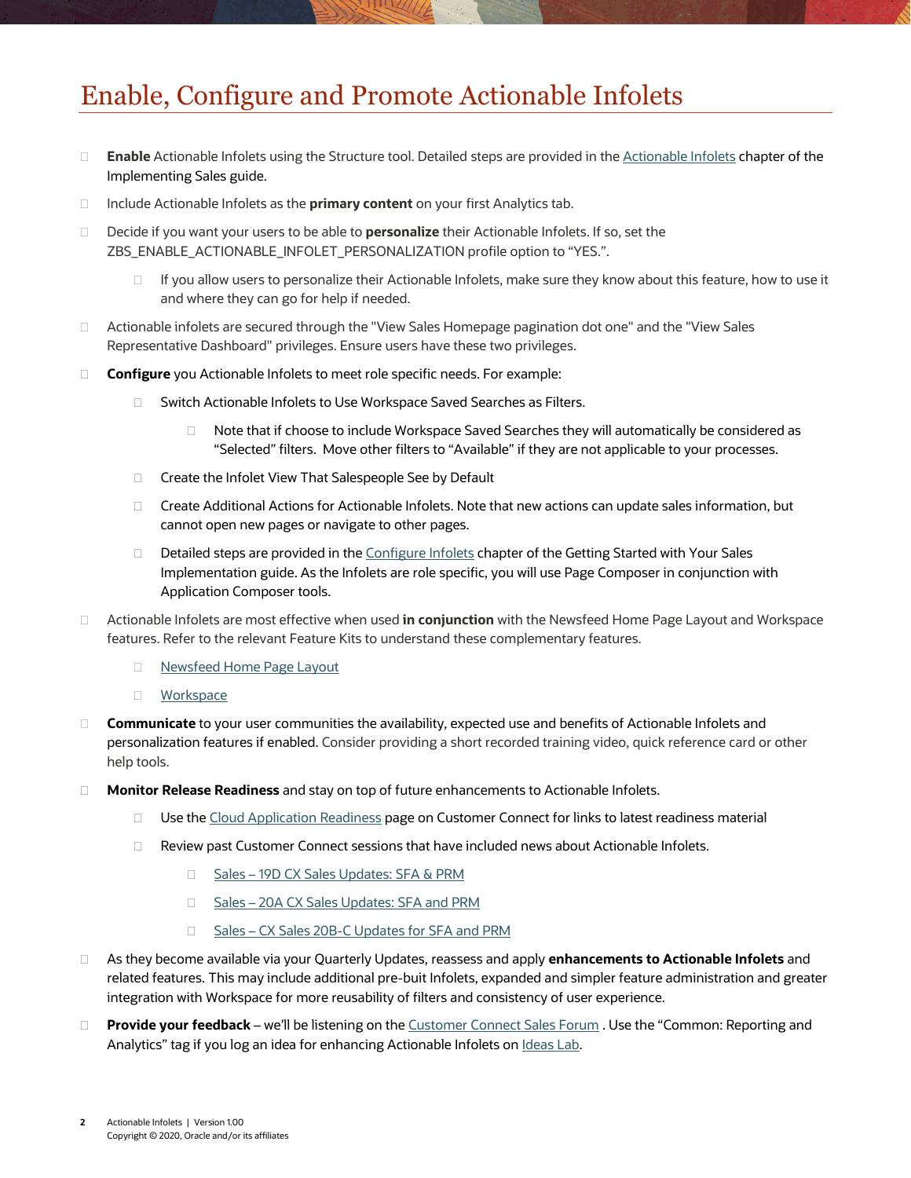# Enable, Configure and Promote Actionable Infolets

- **Enable** Actionable Infolets using the Structure tool. Detailed steps are provided in the [Actionable Infolets]() chapter of the Implementing Sales guide.
- Include Actionable Infolets as the **primary content** on your first Analytics tab.
- Decide if you want your users to be able to **personalize** their Actionable Infolets. If so, set the ZBS_ENABLE_ACTIONABLE_INFOLET_PERSONALIZATION profile option to "YES.".
  - If you allow users to personalize their Actionable Infolets, make sure they know about this feature, how to use it and where they can go for help if needed.
- Actionable infolets are secured through the "View Sales Homepage pagination dot one" and the "View Sales Representative Dashboard" privileges. Ensure users have these two privileges.
- **Configure** you Actionable Infolets to meet role specific needs. For example:
  - Switch Actionable Infolets to Use Workspace Saved Searches as Filters.
    - Note that if choose to include Workspace Saved Searches they will automatically be considered as "Selected" filters. Move other filters to "Available" if they are not applicable to your processes.
  - Create the Infolet View That Salespeople See by Default
  - Create Additional Actions for Actionable Infolets. Note that new actions can update sales information, but cannot open new pages or navigate to other pages.
  - Detailed steps are provided in the [Configure Infolets]() chapter of the Getting Started with Your Sales Implementation guide. As the Infolets are role specific, you will use Page Composer in conjunction with Application Composer tools.
- Actionable Infolets are most effective when used **in conjunction** with the Newsfeed Home Page Layout and Workspace features. Refer to the relevant Feature Kits to understand these complementary features.
  - [Newsfeed Home Page Layout]()
  - [Workspace]()
- **Communicate** to your user communities the availability, expected use and benefits of Actionable Infolets and personalization features if enabled. Consider providing a short recorded training video, quick reference card or other help tools.
- **Monitor Release Readiness** and stay on top of future enhancements to Actionable Infolets.
  - Use the [Cloud Application Readiness]() page on Customer Connect for links to latest readiness material
  - Review past Customer Connect sessions that have included news about Actionable Infolets.
    - [Sales – 19D CX Sales Updates: SFA & PRM]()
    - [Sales – 20A CX Sales Updates: SFA and PRM]()
    - [Sales – CX Sales 20B-C Updates for SFA and PRM]()
- As they become available via your Quarterly Updates, reassess and apply **enhancements to Actionable Infolets** and related features. This may include additional pre-buit Infolets, expanded and simpler feature administration and greater integration with Workspace for more reusability of filters and consistency of user experience.
- **Provide your feedback** – we'll be listening on the [Customer Connect Sales Forum]() . Use the "Common: Reporting and Analytics" tag if you log an idea for enhancing Actionable Infolets on [Ideas Lab]().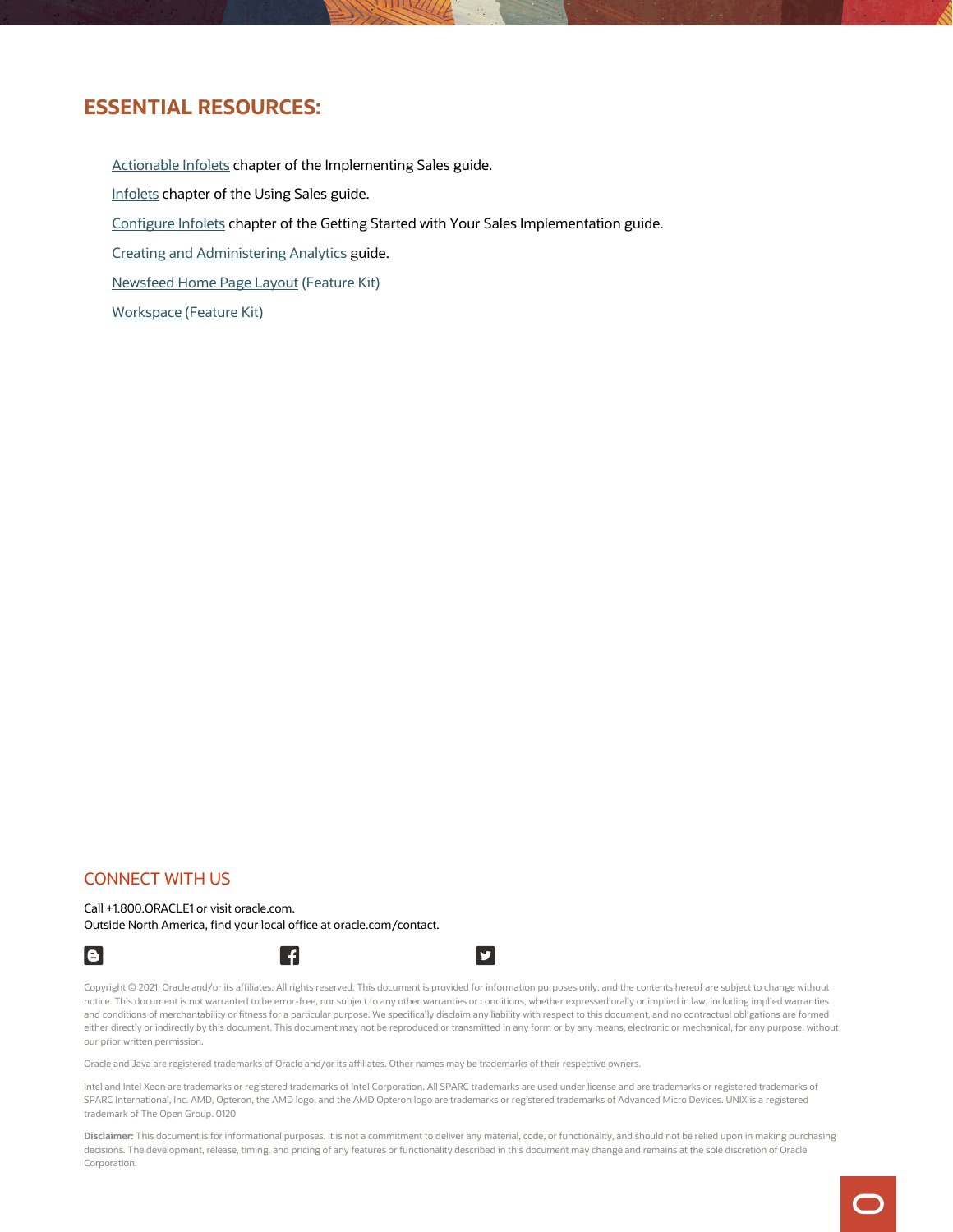## ESSENTIAL RESOURCES:

Actionable Infolets chapter of the Implementing Sales guide.

Infolets chapter of the Using Sales guide.

Configure Infolets chapter of the Getting Started with Your Sales Implementation guide.

Creating and Administering Analytics guide.

Newsfeed Home Page Layout (Feature Kit)

Workspace (Feature Kit)

### CONNECT WITH US

Call +1.800.ORACLE1 or visit oracle.com.
Outside North America, find your local office at oracle.com/contact.

Copyright © 2021, Oracle and/or its affiliates. All rights reserved. This document is provided for information purposes only, and the contents hereof are subject to change without notice. This document is not warranted to be error-free, nor subject to any other warranties or conditions, whether expressed orally or implied in law, including implied warranties and conditions of merchantability or fitness for a particular purpose. We specifically disclaim any liability with respect to this document, and no contractual obligations are formed either directly or indirectly by this document. This document may not be reproduced or transmitted in any form or by any means, electronic or mechanical, for any purpose, without our prior written permission.

Oracle and Java are registered trademarks of Oracle and/or its affiliates. Other names may be trademarks of their respective owners.

Intel and Intel Xeon are trademarks or registered trademarks of Intel Corporation. All SPARC trademarks are used under license and are trademarks or registered trademarks of SPARC International, Inc. AMD, Opteron, the AMD logo, and the AMD Opteron logo are trademarks or registered trademarks of Advanced Micro Devices. UNIX is a registered trademark of The Open Group. 0120

**Disclaimer:** This document is for informational purposes. It is not a commitment to deliver any material, code, or functionality, and should not be relied upon in making purchasing decisions. The development, release, timing, and pricing of any features or functionality described in this document may change and remains at the sole discretion of Oracle Corporation.